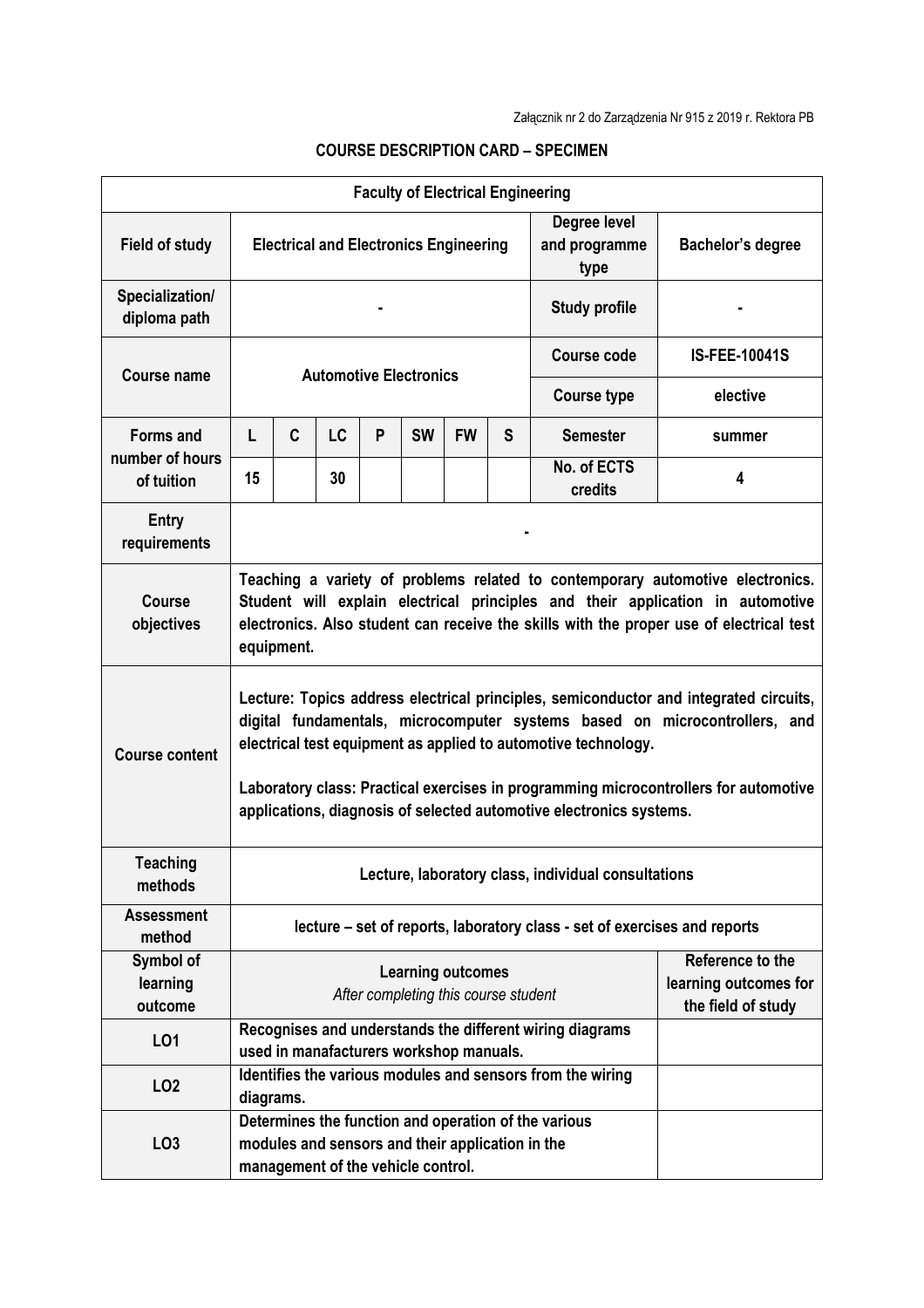Załącznik nr 2 do Zarządzenia Nr 915 z 2019 r. Rektora PB

# COURSE DESCRIPTION CARD – SPECIMEN

| Faculty of Electrical Engineering | | | | | | | | | |
|---|---|---|---|---|---|---|---|---|---|
| **Field of study** | **Electrical and Electronics Engineering** | | | | | | | **Degree level and programme type** | **Bachelor's degree** |
| **Specialization/ diploma path** | **-** | | | | | | | **Study profile** | **-** |
| **Course name** | **Automotive Electronics** | | | | | | | **Course code** | **IS-FEE-10041S** |
| | | | | | | | | **Course type** | **elective** |
| **Forms and number of hours of tuition** | **L** | **C** | **LC** | **P** | **SW** | **FW** | **S** | **Semester** | **summer** |
| | **15** | | **30** | | | | | **No. of ECTS credits** | **4** |
| **Entry requirements** | **-** | | | | | | | | |
| **Course objectives** | **Teaching a variety of problems related to contemporary automotive electronics. Student will explain electrical principles and their application in automotive electronics. Also student can receive the skills with the proper use of electrical test equipment.** | | | | | | | | |
| **Course content** | **Lecture: Topics address electrical principles, semiconductor and integrated circuits, digital fundamentals, microcomputer systems based on microcontrollers, and electrical test equipment as applied to automotive technology.**<br><br>**Laboratory class: Practical exercises in programming microcontrollers for automotive applications, diagnosis of selected automotive electronics systems.** | | | | | | | | |
| **Teaching methods** | **Lecture, laboratory class, individual consultations** | | | | | | | | |
| **Assessment method** | **lecture – set of reports, laboratory class - set of exercises and reports** | | | | | | | | |
| **Symbol of learning outcome** | **Learning outcomes** *After completing this course student* | | | | | | | | **Reference to the learning outcomes for the field of study** |
| **LO1** | **Recognises and understands the different wiring diagrams used in manafacturers workshop manuals.** | | | | | | | | |
| **LO2** | **Identifies the various modules and sensors from the wiring diagrams.** | | | | | | | | |
| **LO3** | **Determines the function and operation of the various modules and sensors and their application in the management of the vehicle control.** | | | | | | | | |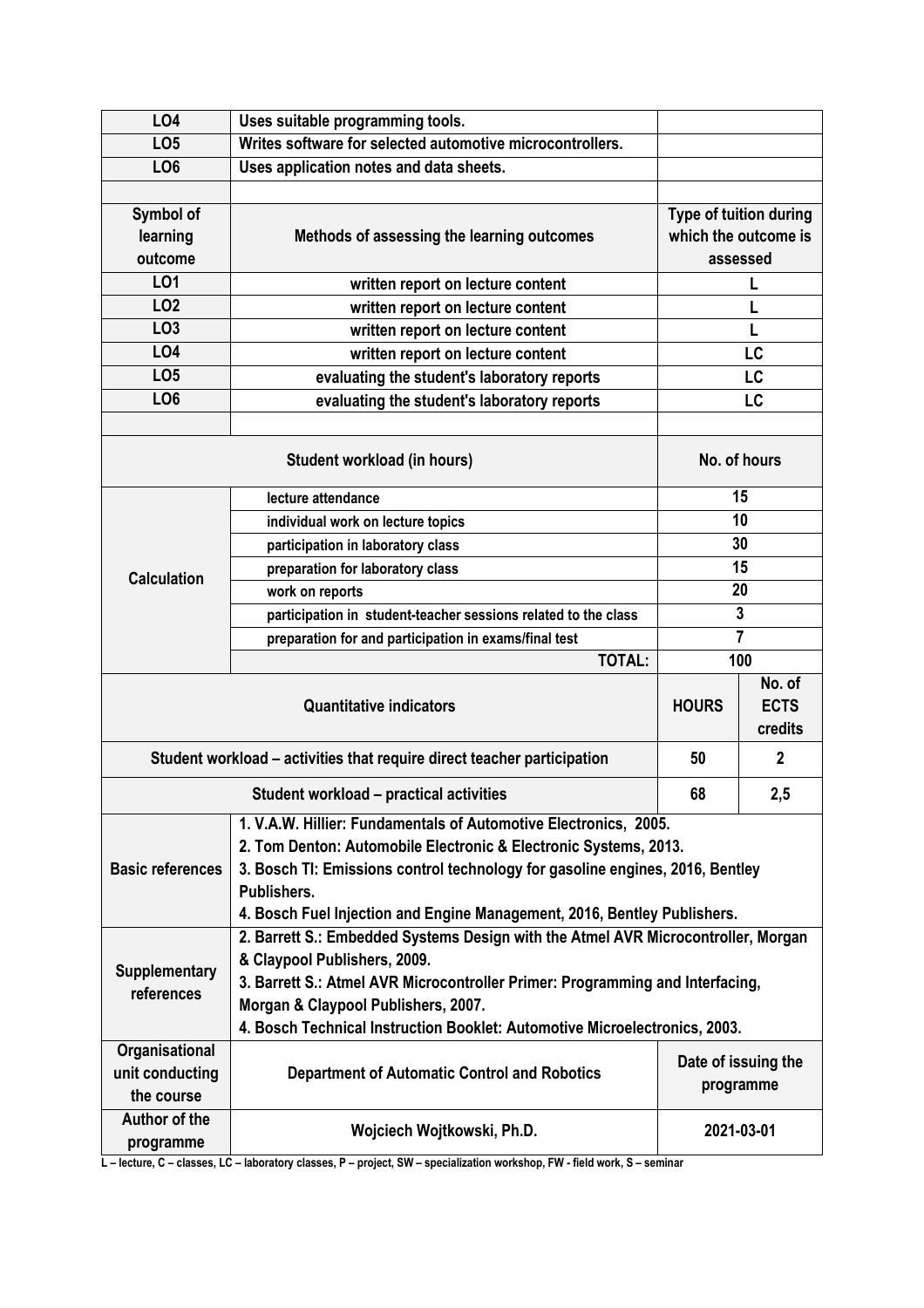| | | |
|---|---|---|
| **LO4** | **Uses suitable programming tools.** | |
| **LO5** | **Writes software for selected automotive microcontrollers.** | |
| **LO6** | **Uses application notes and data sheets.** | |

| **Symbol of learning outcome** | **Methods of assessing the learning outcomes** | **Type of tuition during which the outcome is assessed** |
|---|---|---|
| **LO1** | **written report on lecture content** | **L** |
| **LO2** | **written report on lecture content** | **L** |
| **LO3** | **written report on lecture content** | **L** |
| **LO4** | **written report on lecture content** | **LC** |
| **LO5** | **evaluating the student's laboratory reports** | **LC** |
| **LO6** | **evaluating the student's laboratory reports** | **LC** |

| **Student workload (in hours)** | | **No. of hours** |
|---|---|---|
| **Calculation** | **lecture attendance** | **15** |
| | **individual work on lecture topics** | **10** |
| | **participation in laboratory class** | **30** |
| | **preparation for laboratory class** | **15** |
| | **work on reports** | **20** |
| | **participation in student-teacher sessions related to the class** | **3** |
| | **preparation for and participation in exams/final test** | **7** |
| | **TOTAL:** | **100** |

| **Quantitative indicators** | **HOURS** | **No. of ECTS credits** |
|---|---|---|
| **Student workload – activities that require direct teacher participation** | **50** | **2** |
| **Student workload – practical activities** | **68** | **2,5** |

| | |
|---|---|
| **Basic references** | **1. V.A.W. Hillier: Fundamentals of Automotive Electronics, 2005.**<br>**2. Tom Denton: Automobile Electronic & Electronic Systems, 2013.**<br>**3. Bosch TI: Emissions control technology for gasoline engines, 2016, Bentley Publishers.**<br>**4. Bosch Fuel Injection and Engine Management, 2016, Bentley Publishers.** |
| **Supplementary references** | **2. Barrett S.: Embedded Systems Design with the Atmel AVR Microcontroller, Morgan & Claypool Publishers, 2009.**<br>**3. Barrett S.: Atmel AVR Microcontroller Primer: Programming and Interfacing, Morgan & Claypool Publishers, 2007.**<br>**4. Bosch Technical Instruction Booklet: Automotive Microelectronics, 2003.** |

| | | |
|---|---|---|
| **Organisational unit conducting the course** | **Department of Automatic Control and Robotics** | **Date of issuing the programme** |
| **Author of the programme** | **Wojciech Wojtkowski, Ph.D.** | **2021-03-01** |

**L – lecture, C – classes, LC – laboratory classes, P – project, SW – specialization workshop, FW - field work, S – seminar**